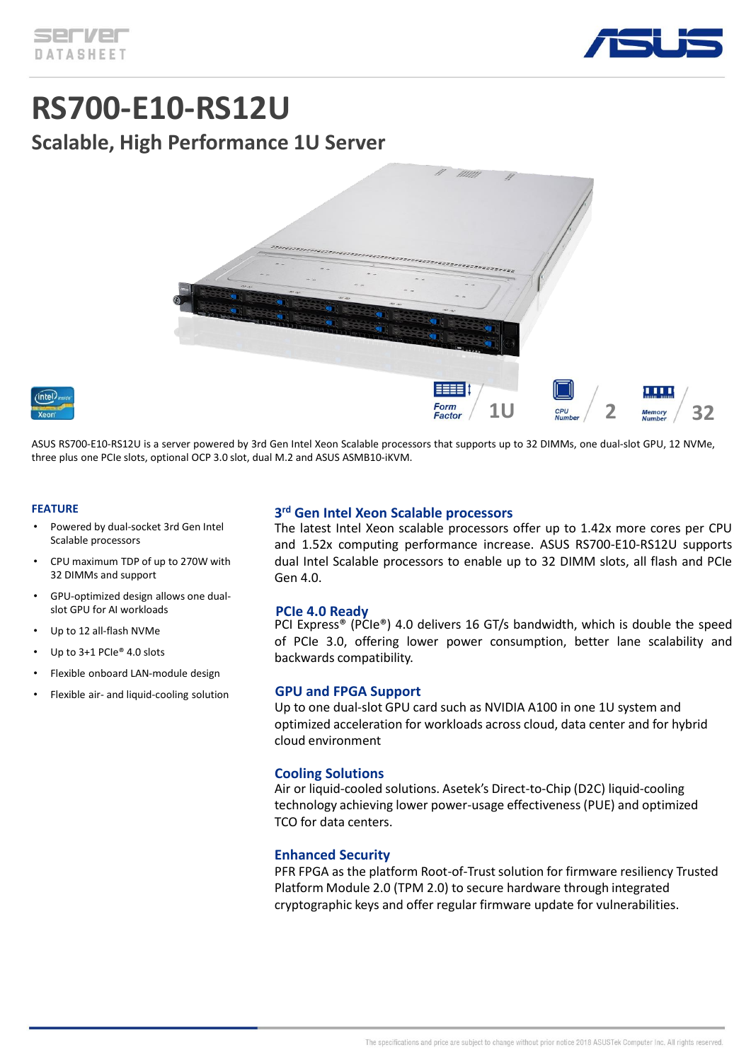# RS700-E10-RS12U

## Scalable, High Performance 1U Server

Form Factor 1U | CPU Number 2 | Memory Number 32

ASUS RS700-E10-RS12U is a server powered by 3rd Gen Intel Xeon Scalable processors that supports up to 32 DIMMs, one dual-slot GPU, 12 NVMe, three plus one PCIe slots, optional OCP 3.0 slot, dual M.2 and ASUS ASMB10-iKVM.

### FEATURE

- Powered by dual-socket 3rd Gen Intel Scalable processors
- CPU maximum TDP of up to 270W with 32 DIMMs and support
- GPU-optimized design allows one dual-slot GPU for AI workloads
- Up to 12 all-flash NVMe
- Up to 3+1 PCIe® 4.0 slots
- Flexible onboard LAN-module design
- Flexible air- and liquid-cooling solution

### 3rd Gen Intel Xeon Scalable processors

The latest Intel Xeon scalable processors offer up to 1.42x more cores per CPU and 1.52x computing performance increase. ASUS RS700-E10-RS12U supports dual Intel Scalable processors to enable up to 32 DIMM slots, all flash and PCIe Gen 4.0.

### PCIe 4.0 Ready

PCI Express® (PCIe®) 4.0 delivers 16 GT/s bandwidth, which is double the speed of PCIe 3.0, offering lower power consumption, better lane scalability and backwards compatibility.

### GPU and FPGA Support

Up to one dual-slot GPU card such as NVIDIA A100 in one 1U system and optimized acceleration for workloads across cloud, data center and for hybrid cloud environment

### Cooling Solutions

Air or liquid-cooled solutions. Asetek's Direct-to-Chip (D2C) liquid-cooling technology achieving lower power-usage effectiveness (PUE) and optimized TCO for data centers.

### Enhanced Security

PFR FPGA as the platform Root-of-Trust solution for firmware resiliency Trusted Platform Module 2.0 (TPM 2.0) to secure hardware through integrated cryptographic keys and offer regular firmware update for vulnerabilities.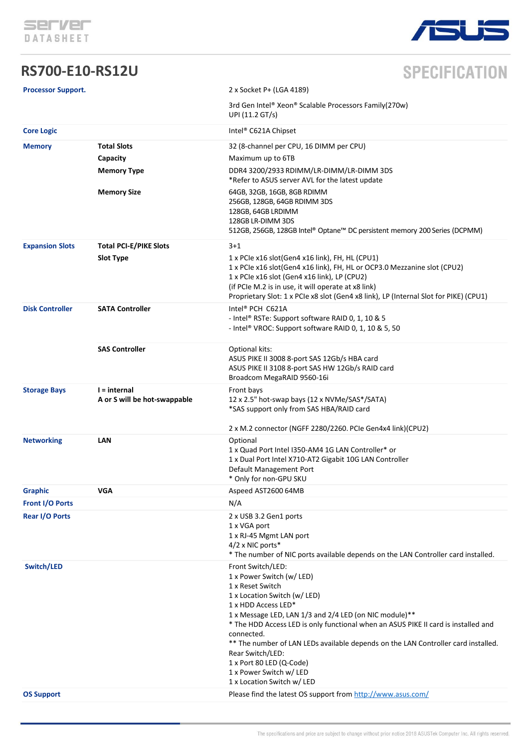# RS700-E10-RS12U

## SPECIFICATION

| | | |
|---|---|---|
| **Processor Support.** | | 2 x Socket P+ (LGA 4189) |
| | | 3rd Gen Intel® Xeon® Scalable Processors Family(270w)<br>UPI (11.2 GT/s) |
| **Core Logic** | | Intel® C621A Chipset |
| **Memory** | **Total Slots** | 32 (8-channel per CPU, 16 DIMM per CPU) |
| | **Capacity** | Maximum up to 6TB |
| | **Memory Type** | DDR4 3200/2933 RDIMM/LR-DIMM/LR-DIMM 3DS<br>*Refer to ASUS server AVL for the latest update |
| | **Memory Size** | 64GB, 32GB, 16GB, 8GB RDIMM<br>256GB, 128GB, 64GB RDIMM 3DS<br>128GB, 64GB LRDIMM<br>128GB LR-DIMM 3DS<br>512GB, 256GB, 128GB Intel® Optane™ DC persistent memory 200 Series (DCPMM) |
| **Expansion Slots** | **Total PCI-E/PIKE Slots** | 3+1 |
| | **Slot Type** | 1 x PCIe x16 slot(Gen4 x16 link), FH, HL (CPU1)<br>1 x PCIe x16 slot(Gen4 x16 link), FH, HL or OCP3.0 Mezzanine slot (CPU2)<br>1 x PCIe x16 slot (Gen4 x16 link), LP (CPU2)<br>(if PCIe M.2 is in use, it will operate at x8 link)<br>Proprietary Slot: 1 x PCIe x8 slot (Gen4 x8 link), LP (Internal Slot for PIKE) (CPU1) |
| **Disk Controller** | **SATA Controller** | Intel® PCH C621A<br>- Intel® RSTe: Support software RAID 0, 1, 10 & 5<br>- Intel® VROC: Support software RAID 0, 1, 10 & 5, 50 |
| | **SAS Controller** | Optional kits:<br>ASUS PIKE II 3008 8-port SAS 12Gb/s HBA card<br>ASUS PIKE II 3108 8-port SAS HW 12Gb/s RAID card<br>Broadcom MegaRAID 9560-16i |
| **Storage Bays** | **I = internal**<br>**A or S will be hot-swappable** | Front bays<br>12 x 2.5" hot-swap bays (12 x NVMe/SAS*/SATA)<br>*SAS support only from SAS HBA/RAID card<br><br>2 x M.2 connector (NGFF 2280/2260. PCIe Gen4x4 link)(CPU2) |
| **Networking** | **LAN** | Optional<br>1 x Quad Port Intel I350-AM4 1G LAN Controller* or<br>1 x Dual Port Intel X710-AT2 Gigabit 10G LAN Controller<br>Default Management Port<br>* Only for non-GPU SKU |
| **Graphic** | **VGA** | Aspeed AST2600 64MB |
| **Front I/O Ports** | | N/A |
| **Rear I/O Ports** | | 2 x USB 3.2 Gen1 ports<br>1 x VGA port<br>1 x RJ-45 Mgmt LAN port<br>4/2 x NIC ports*<br>* The number of NIC ports available depends on the LAN Controller card installed. |
| **Switch/LED** | | Front Switch/LED:<br>1 x Power Switch (w/ LED)<br>1 x Reset Switch<br>1 x Location Switch (w/ LED)<br>1 x HDD Access LED*<br>1 x Message LED, LAN 1/3 and 2/4 LED (on NIC module)**<br>* The HDD Access LED is only functional when an ASUS PIKE II card is installed and connected.<br>** The number of LAN LEDs available depends on the LAN Controller card installed.<br>Rear Switch/LED:<br>1 x Port 80 LED (Q-Code)<br>1 x Power Switch w/ LED<br>1 x Location Switch w/ LED |
| **OS Support** | | Please find the latest OS support from http://www.asus.com/ |

The specifications and price are subject to change without prior notice 2018 ASUSTek Computer Inc. All rights reserved.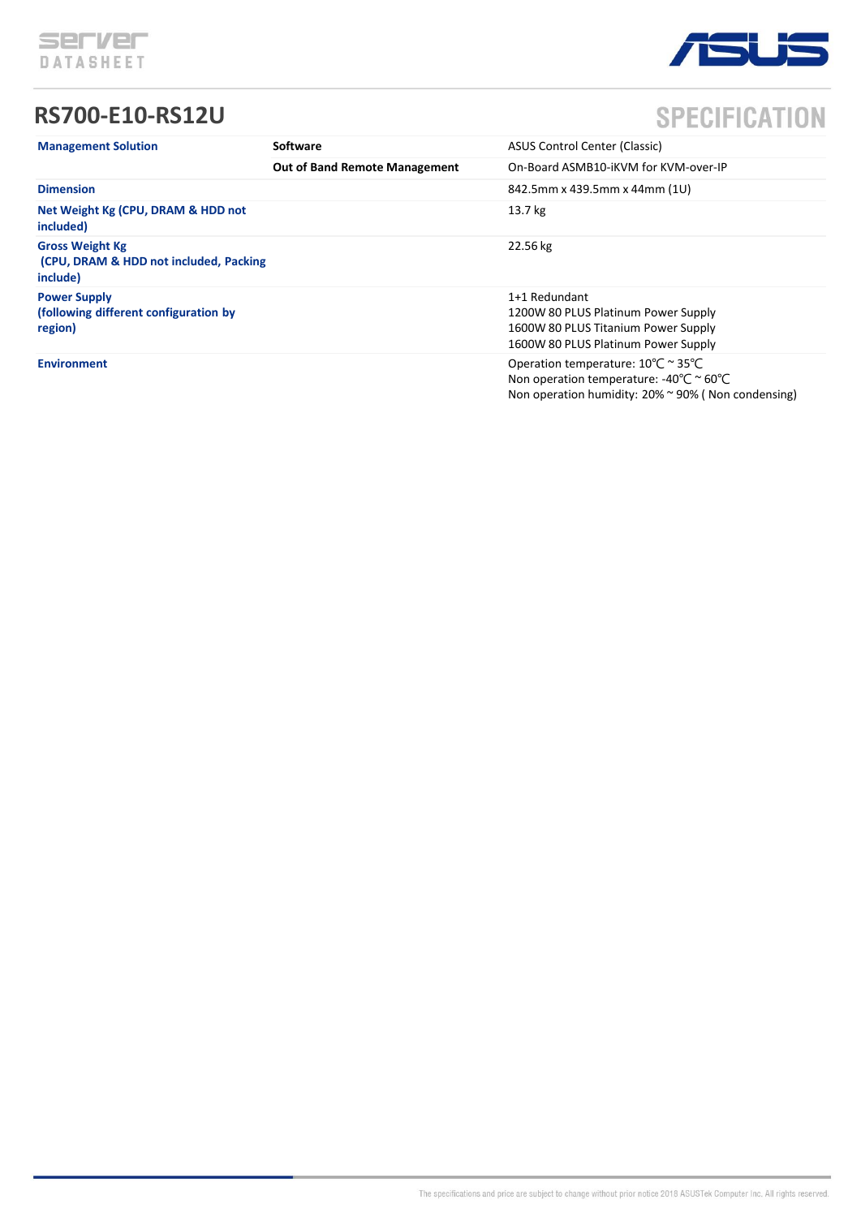## RS700-E10-RS12U

## SPECIFICATION

| | | |
|---|---|---|
| **Management Solution** | **Software** | ASUS Control Center (Classic) |
| | **Out of Band Remote Management** | On-Board ASMB10-iKVM for KVM-over-IP |
| **Dimension** | | 842.5mm x 439.5mm x 44mm (1U) |
| **Net Weight Kg (CPU, DRAM & HDD not included)** | | 13.7 kg |
| **Gross Weight Kg (CPU, DRAM & HDD not included, Packing include)** | | 22.56 kg |
| **Power Supply (following different configuration by region)** | | 1+1 Redundant<br>1200W 80 PLUS Platinum Power Supply<br>1600W 80 PLUS Titanium Power Supply<br>1600W 80 PLUS Platinum Power Supply |
| **Environment** | | Operation temperature: 10℃ ~ 35℃<br>Non operation temperature: -40℃ ~ 60℃<br>Non operation humidity: 20% ~ 90% ( Non condensing) |

The specifications and price are subject to change without prior notice 2018 ASUSTek Computer Inc. All rights reserved.